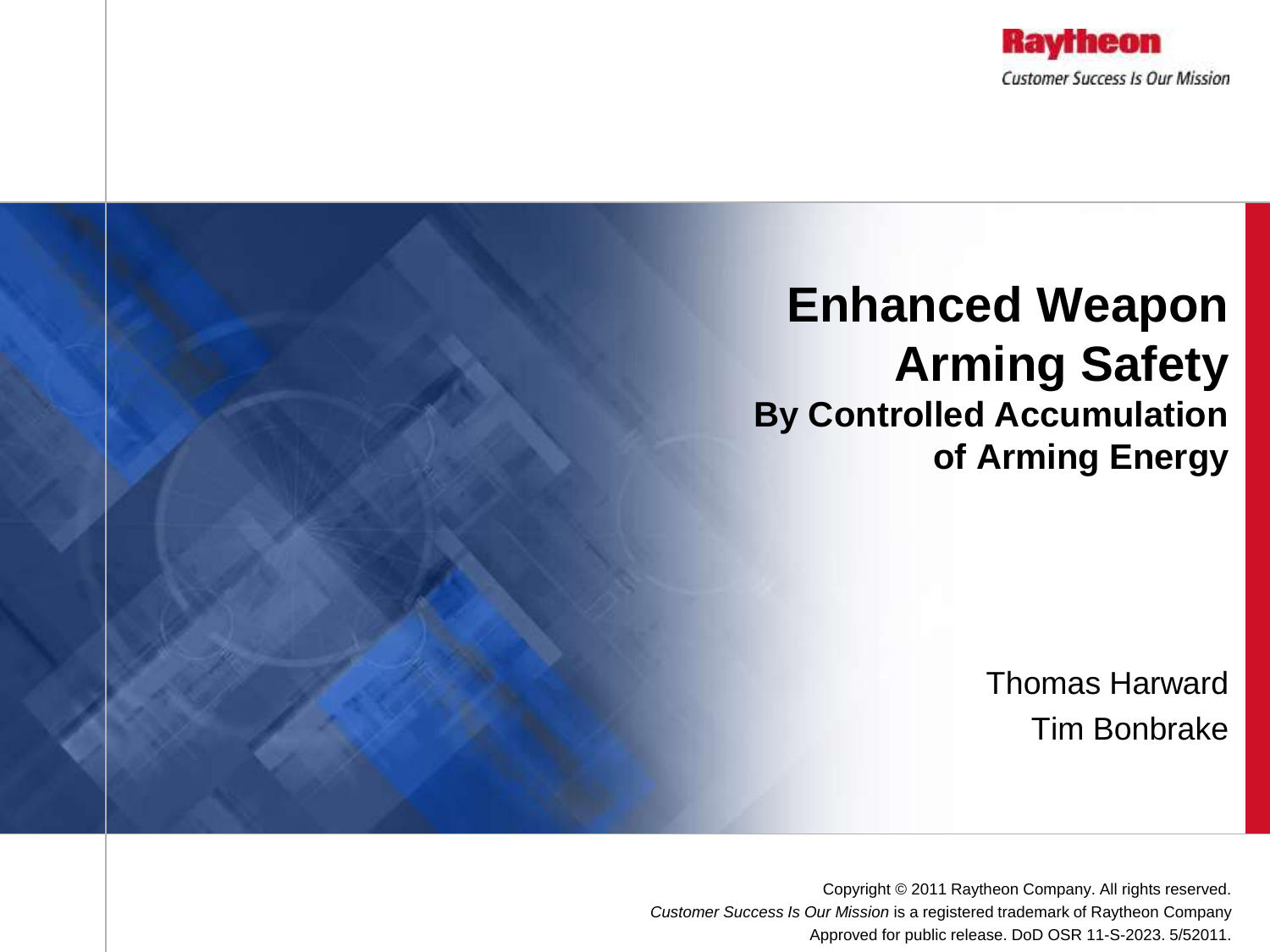Raytheon

Customer Success Is Our Mission

# Enhanced Weapon Arming Safety

## By Controlled Accumulation of Arming Energy

Thomas Harward

Tim Bonbrake

Copyright © 2011 Raytheon Company. All rights reserved.

*Customer Success Is Our Mission* is a registered trademark of Raytheon Company

Approved for public release. DoD OSR 11-S-2023. 5/52011.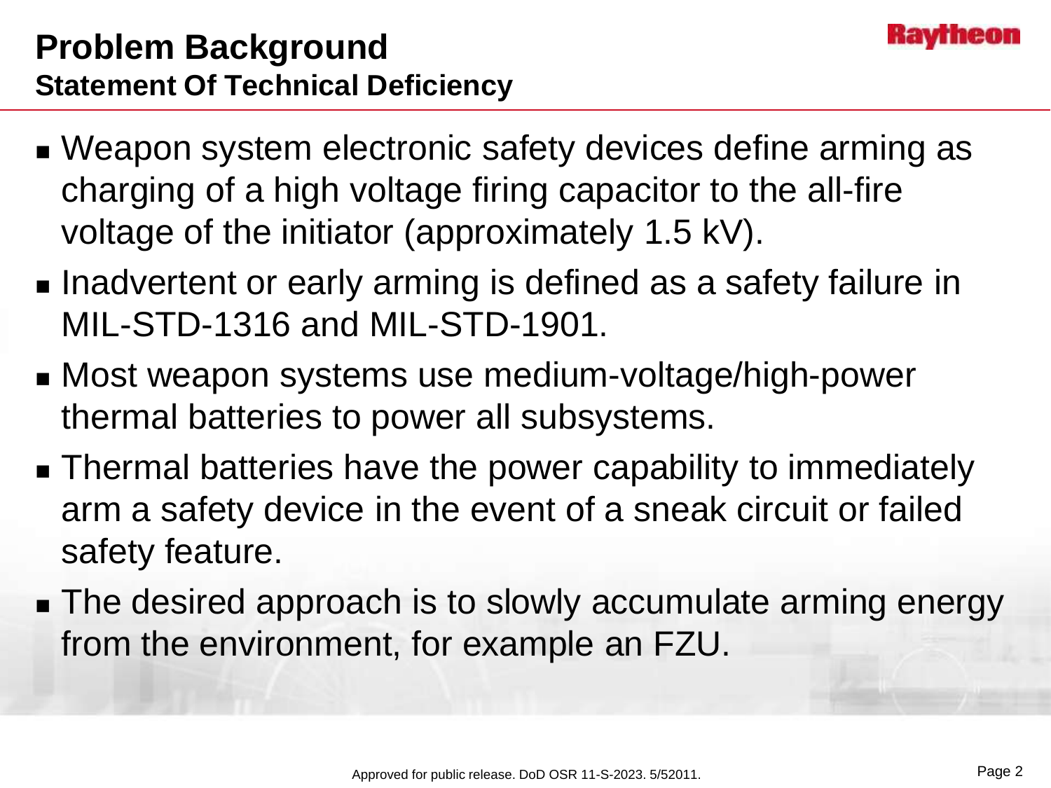# Problem Background

## Statement Of Technical Deficiency

- Weapon system electronic safety devices define arming as charging of a high voltage firing capacitor to the all-fire voltage of the initiator (approximately 1.5 kV).
- Inadvertent or early arming is defined as a safety failure in MIL-STD-1316 and MIL-STD-1901.
- Most weapon systems use medium-voltage/high-power thermal batteries to power all subsystems.
- Thermal batteries have the power capability to immediately arm a safety device in the event of a sneak circuit or failed safety feature.
- The desired approach is to slowly accumulate arming energy from the environment, for example an FZU.

Approved for public release. DoD OSR 11-S-2023. 5/52011.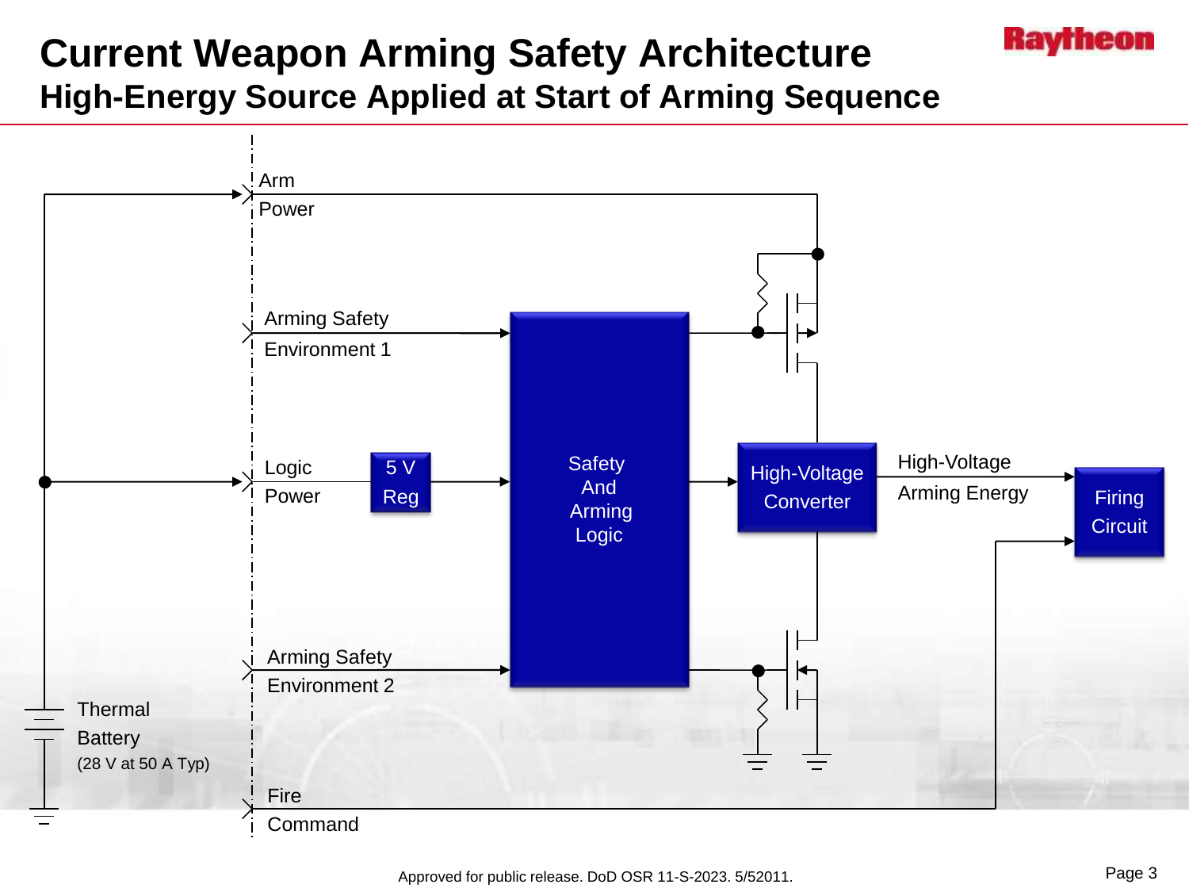# Current Weapon Arming Safety Architecture

## High-Energy Source Applied at Start of Arming Sequence

Arm Power

Arming Safety Environment 1

Logic Power

5 V Reg

Safety And Arming Logic

High-Voltage Converter

High-Voltage Arming Energy

Firing Circuit

Arming Safety Environment 2

Thermal Battery (28 V at 50 A Typ)

Fire Command

Approved for public release. DoD OSR 11-S-2023. 5/52011.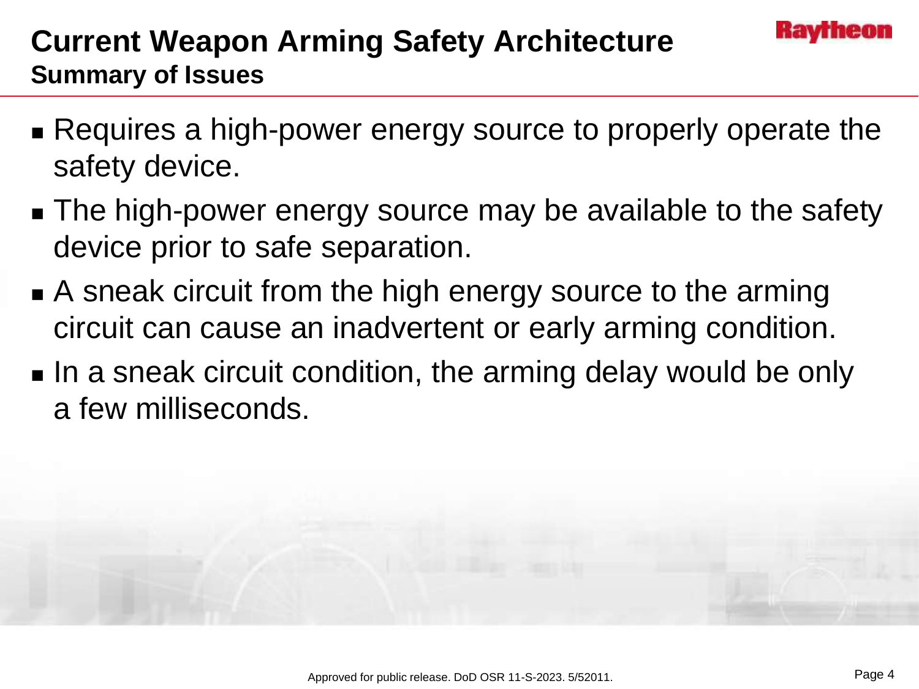# Current Weapon Arming Safety Architecture

## Summary of Issues

- Requires a high-power energy source to properly operate the safety device.
- The high-power energy source may be available to the safety device prior to safe separation.
- A sneak circuit from the high energy source to the arming circuit can cause an inadvertent or early arming condition.
- In a sneak circuit condition, the arming delay would be only a few milliseconds.

Approved for public release. DoD OSR 11-S-2023. 5/52011.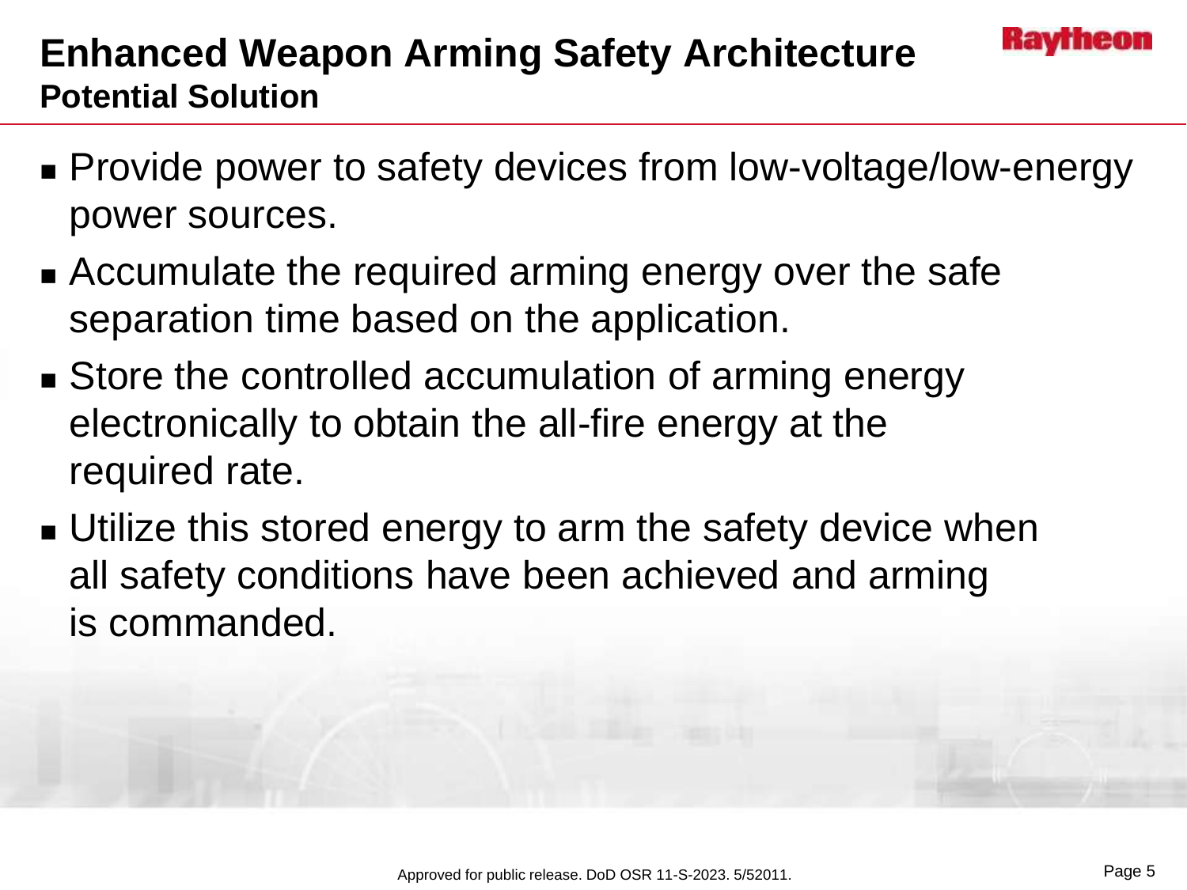# Enhanced Weapon Arming Safety Architecture

## Potential Solution

- Provide power to safety devices from low-voltage/low-energy power sources.
- Accumulate the required arming energy over the safe separation time based on the application.
- Store the controlled accumulation of arming energy electronically to obtain the all-fire energy at the required rate.
- Utilize this stored energy to arm the safety device when all safety conditions have been achieved and arming is commanded.

Approved for public release. DoD OSR 11-S-2023. 5/52011.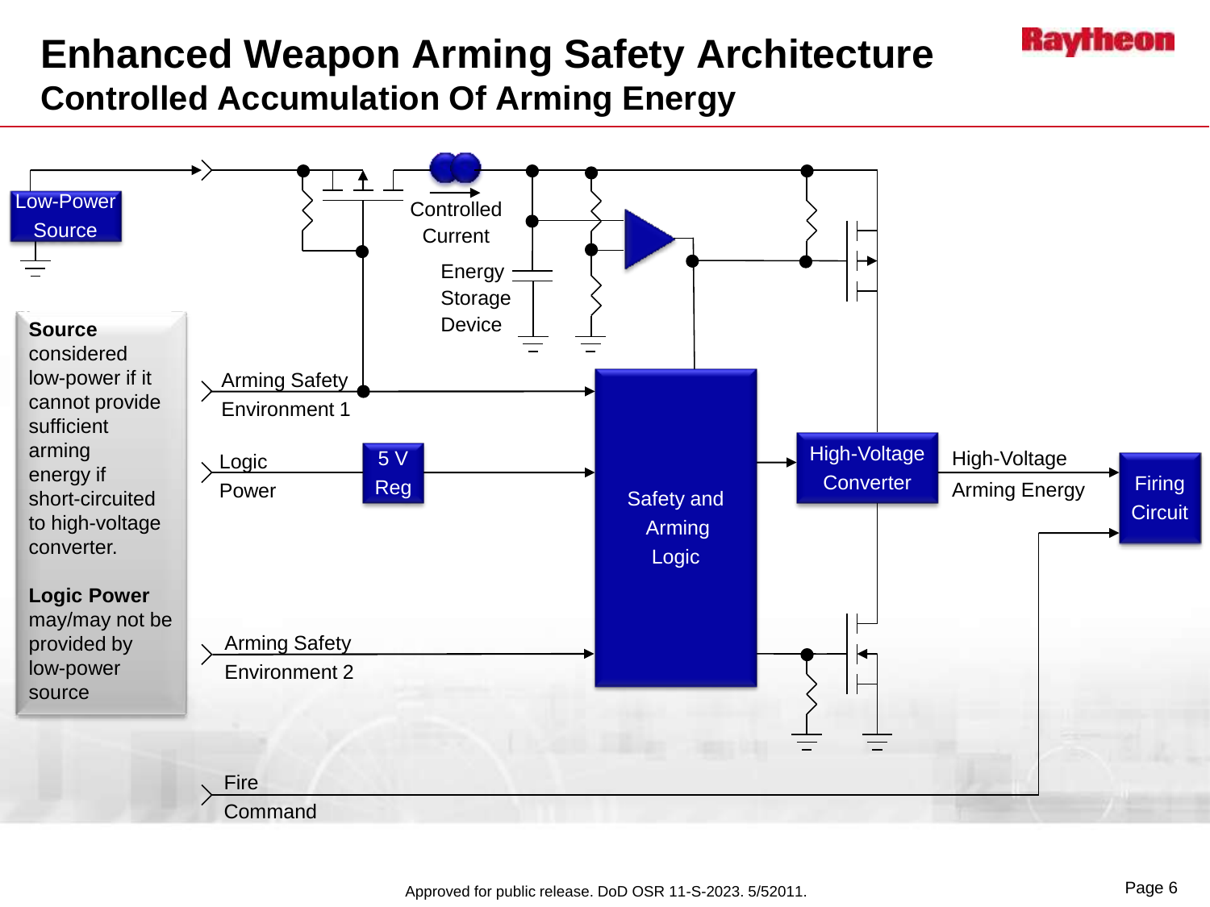# Enhanced Weapon Arming Safety Architecture

## Controlled Accumulation Of Arming Energy

Low-Power Source

Controlled Current

Energy Storage Device

Arming Safety Environment 1

Logic Power

5 V Reg

Safety and Arming Logic

High-Voltage Converter

High-Voltage Arming Energy

Firing Circuit

Arming Safety Environment 2

Fire Command

**Source** considered low-power if it cannot provide sufficient arming energy if short-circuited to high-voltage converter.

**Logic Power** may/may not be provided by low-power source

Approved for public release. DoD OSR 11-S-2023. 5/52011.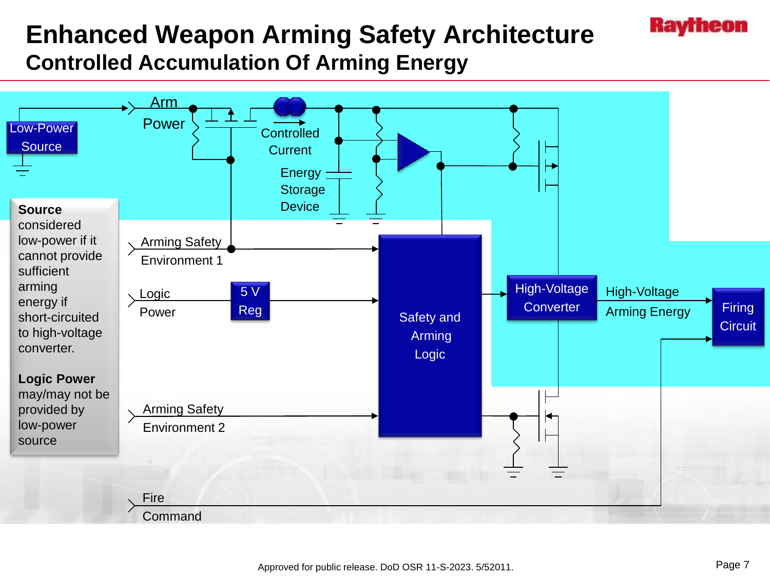# Enhanced Weapon Arming Safety Architecture

## Controlled Accumulation Of Arming Energy

**Source** considered low-power if it cannot provide sufficient arming energy if short-circuited to high-voltage converter.

**Logic Power** may/may not be provided by low-power source

Low-Power Source

Arm Power

Controlled Current

Energy Storage Device

Arming Safety Environment 1

Logic Power

5 V Reg

Safety and Arming Logic

High-Voltage Converter

High-Voltage Arming Energy

Firing Circuit

Arming Safety Environment 2

Fire Command

Approved for public release. DoD OSR 11-S-2023. 5/52011.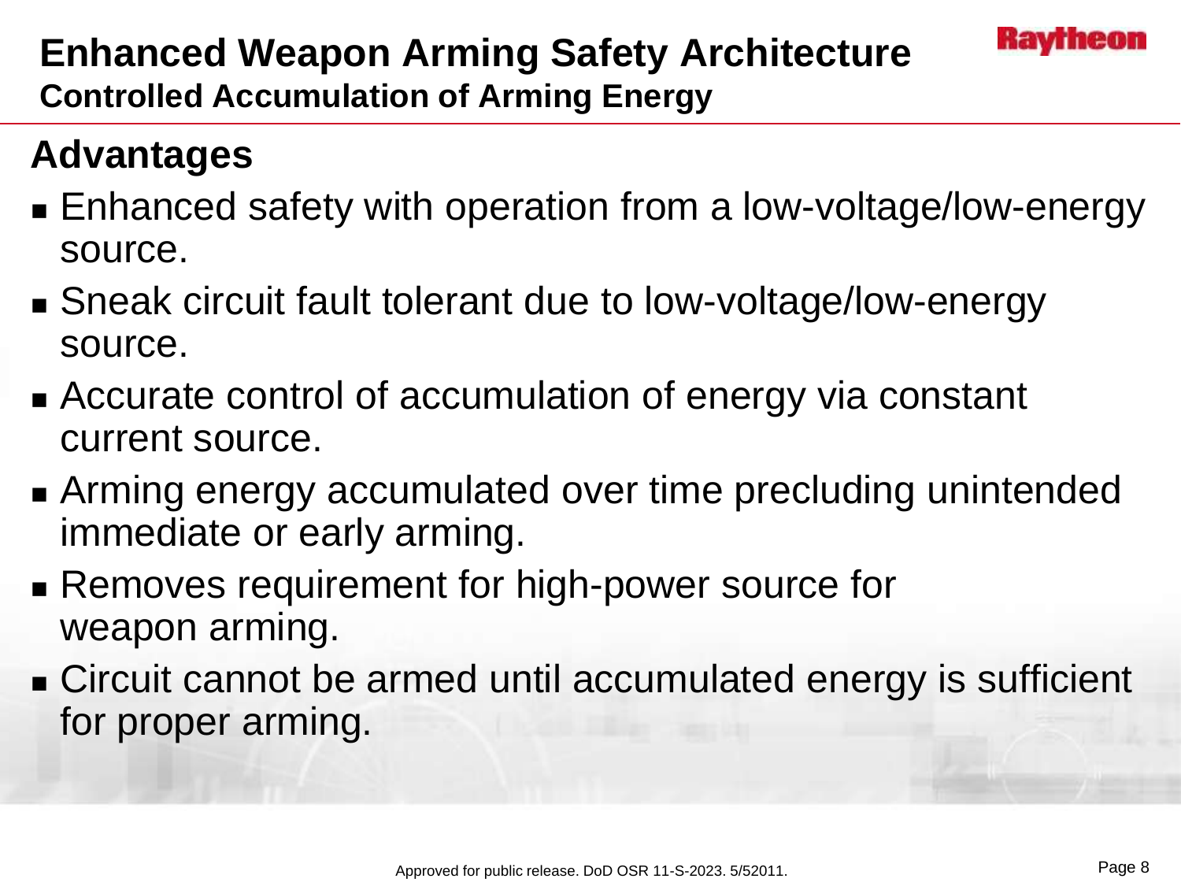# Enhanced Weapon Arming Safety Architecture

## Controlled Accumulation of Arming Energy

### Advantages

- Enhanced safety with operation from a low-voltage/low-energy source.
- Sneak circuit fault tolerant due to low-voltage/low-energy source.
- Accurate control of accumulation of energy via constant current source.
- Arming energy accumulated over time precluding unintended immediate or early arming.
- Removes requirement for high-power source for weapon arming.
- Circuit cannot be armed until accumulated energy is sufficient for proper arming.

Approved for public release. DoD OSR 11-S-2023. 5/52011.